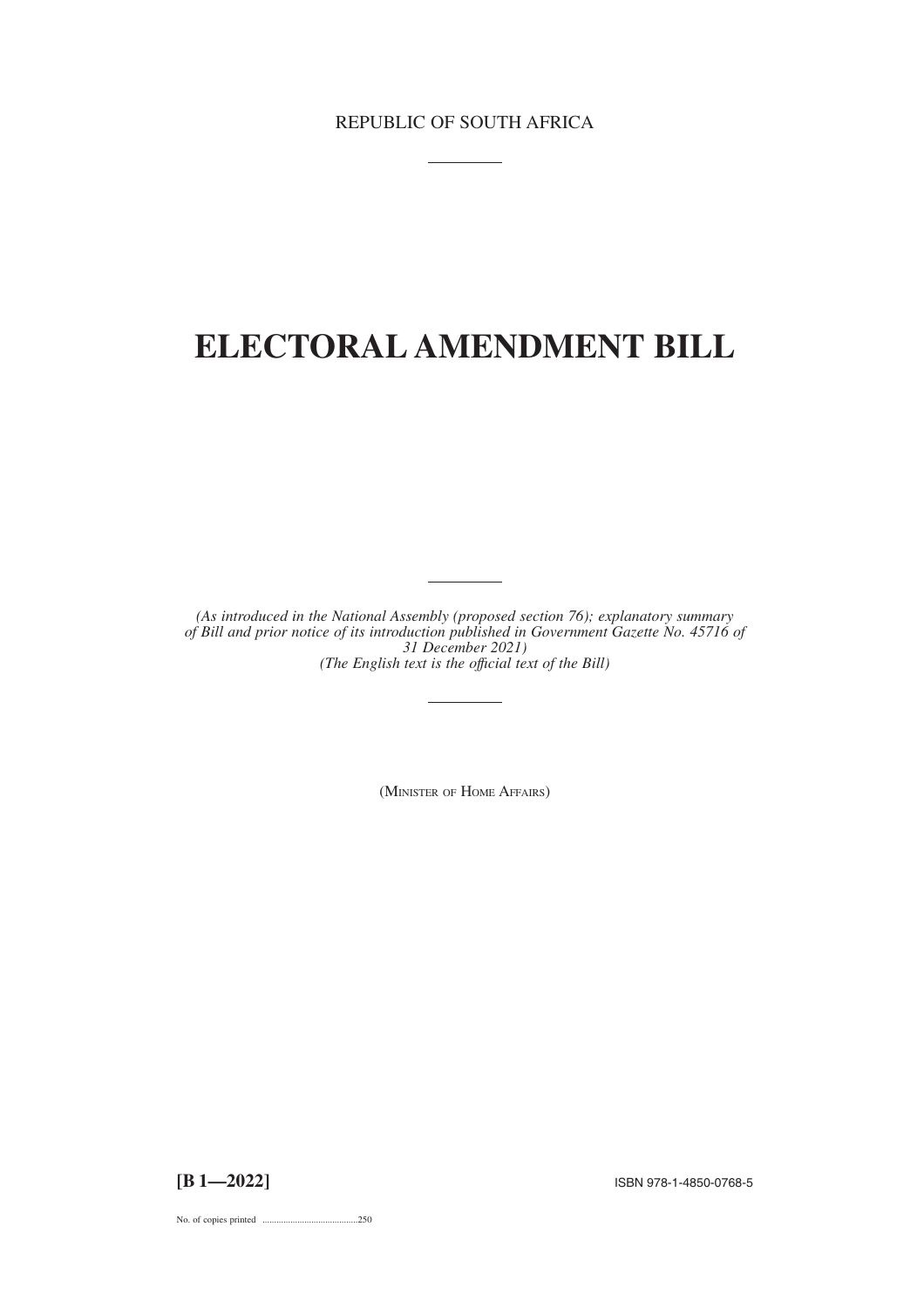REPUBLIC OF SOUTH AFRICA

# ELECTORAL AMENDMENT BILL

*(As introduced in the National Assembly (proposed section 76); explanatory summary of Bill and prior notice of its introduction published in Government Gazette No. 45716 of 31 December 2021)*
*(The English text is the official text of the Bill)*

(MINISTER OF HOME AFFAIRS)

**[B 1—2022]**

ISBN 978-1-4850-0768-5

No. of copies printed .........................................250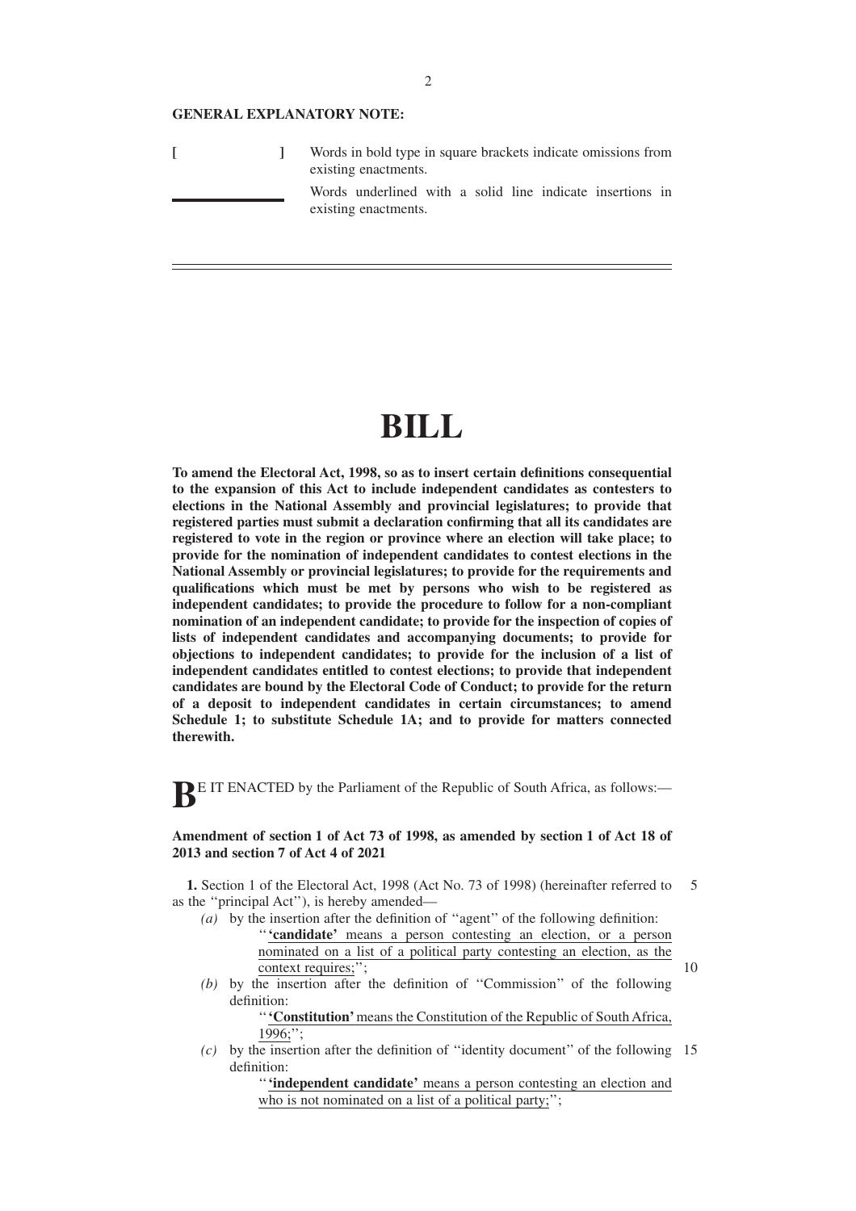**GENERAL EXPLANATORY NOTE:**

[ ] Words in bold type in square brackets indicate omissions from existing enactments.

\_\_\_\_\_\_ Words underlined with a solid line indicate insertions in existing enactments.

# BILL

**To amend the Electoral Act, 1998, so as to insert certain definitions consequential to the expansion of this Act to include independent candidates as contesters to elections in the National Assembly and provincial legislatures; to provide that registered parties must submit a declaration confirming that all its candidates are registered to vote in the region or province where an election will take place; to provide for the nomination of independent candidates to contest elections in the National Assembly or provincial legislatures; to provide for the requirements and qualifications which must be met by persons who wish to be registered as independent candidates; to provide the procedure to follow for a non-compliant nomination of an independent candidate; to provide for the inspection of copies of lists of independent candidates and accompanying documents; to provide for objections to independent candidates; to provide for the inclusion of a list of independent candidates entitled to contest elections; to provide that independent candidates are bound by the Electoral Code of Conduct; to provide for the return of a deposit to independent candidates in certain circumstances; to amend Schedule 1; to substitute Schedule 1A; and to provide for matters connected therewith.**

**B**E IT ENACTED by the Parliament of the Republic of South Africa, as follows:—

**Amendment of section 1 of Act 73 of 1998, as amended by section 1 of Act 18 of 2013 and section 7 of Act 4 of 2021**

**1.** Section 1 of the Electoral Act, 1998 (Act No. 73 of 1998) (hereinafter referred to as the ''principal Act''), is hereby amended—

*(a)* by the insertion after the definition of ''agent'' of the following definition:

''**'candidate'** means a person contesting an election, or a person nominated on a list of a political party contesting an election, as the context requires;'';

*(b)* by the insertion after the definition of ''Commission'' of the following definition:

''**'Constitution'** means the Constitution of the Republic of South Africa, 1996;'';

*(c)* by the insertion after the definition of ''identity document'' of the following definition:

''**'independent candidate'** means a person contesting an election and who is not nominated on a list of a political party;'';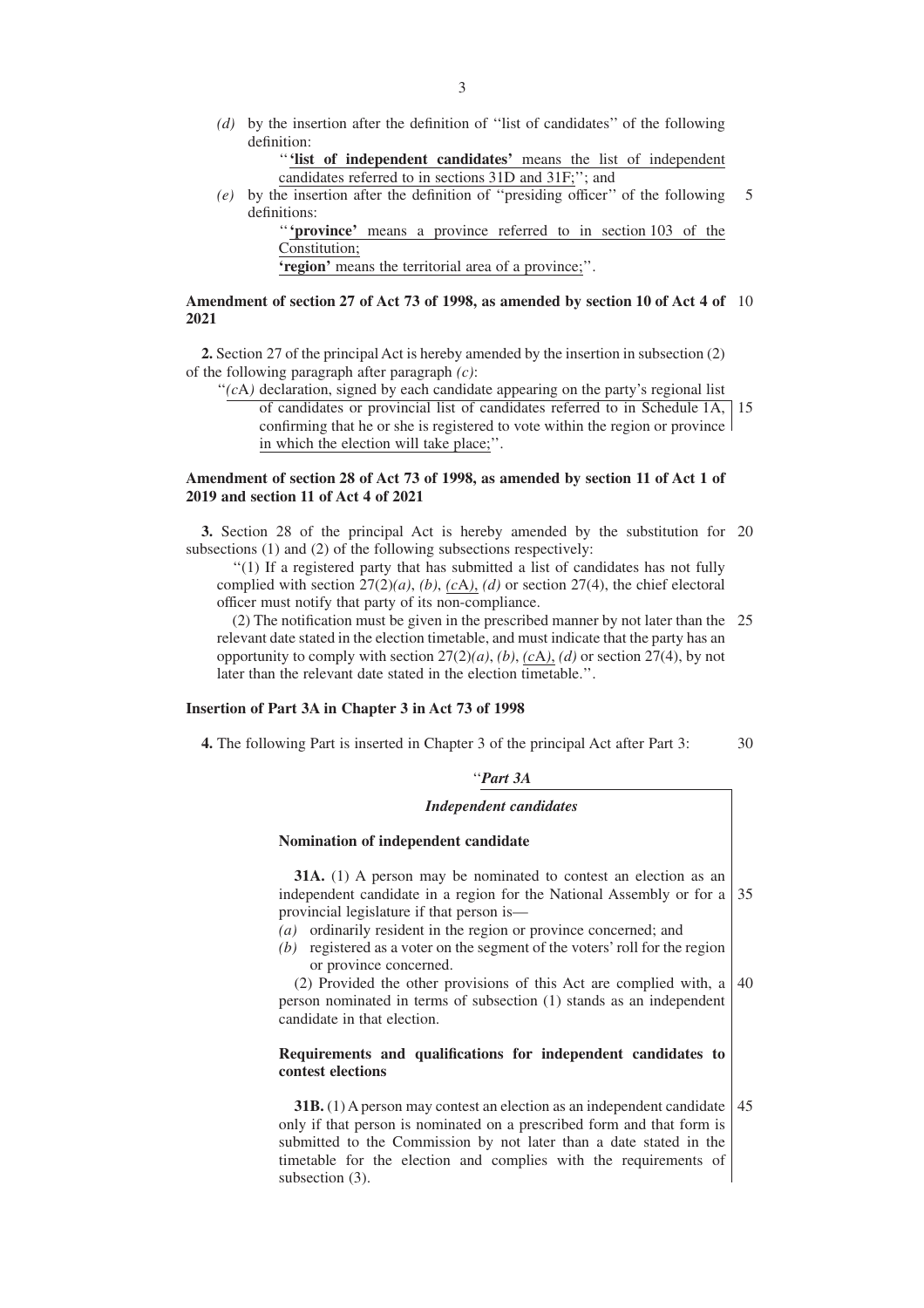(*d*) by the insertion after the definition of ''list of candidates'' of the following definition:

''**'list of independent candidates'** means the list of independent candidates referred to in sections 31D and 31F;''; and

(*e*) by the insertion after the definition of ''presiding officer'' of the following definitions:

''**'province'** means a province referred to in section 103 of the Constitution;

**'region'** means the territorial area of a province;''.

**Amendment of section 27 of Act 73 of 1998, as amended by section 10 of Act 4 of 2021**

**2.** Section 27 of the principal Act is hereby amended by the insertion in subsection (2) of the following paragraph after paragraph *(c)*:

''*(c*A*)* declaration, signed by each candidate appearing on the party's regional list of candidates or provincial list of candidates referred to in Schedule 1A, confirming that he or she is registered to vote within the region or province in which the election will take place;''.

**Amendment of section 28 of Act 73 of 1998, as amended by section 11 of Act 1 of 2019 and section 11 of Act 4 of 2021**

**3.** Section 28 of the principal Act is hereby amended by the substitution for subsections (1) and (2) of the following subsections respectively:

''(1) If a registered party that has submitted a list of candidates has not fully complied with section 27(2)*(a)*, *(b)*, *(c*A*)*, *(d)* or section 27(4), the chief electoral officer must notify that party of its non-compliance.

(2) The notification must be given in the prescribed manner by not later than the relevant date stated in the election timetable, and must indicate that the party has an opportunity to comply with section 27(2)*(a)*, *(b)*, *(c*A*)*, *(d)* or section 27(4), by not later than the relevant date stated in the election timetable.''.

**Insertion of Part 3A in Chapter 3 in Act 73 of 1998**

**4.** The following Part is inserted in Chapter 3 of the principal Act after Part 3:

''***Part 3A***

***Independent candidates***

**Nomination of independent candidate**

**31A.** (1) A person may be nominated to contest an election as an independent candidate in a region for the National Assembly or for a provincial legislature if that person is—

*(a)* ordinarily resident in the region or province concerned; and

*(b)* registered as a voter on the segment of the voters' roll for the region or province concerned.

(2) Provided the other provisions of this Act are complied with, a person nominated in terms of subsection (1) stands as an independent candidate in that election.

**Requirements and qualifications for independent candidates to contest elections**

**31B.** (1) A person may contest an election as an independent candidate only if that person is nominated on a prescribed form and that form is submitted to the Commission by not later than a date stated in the timetable for the election and complies with the requirements of subsection (3).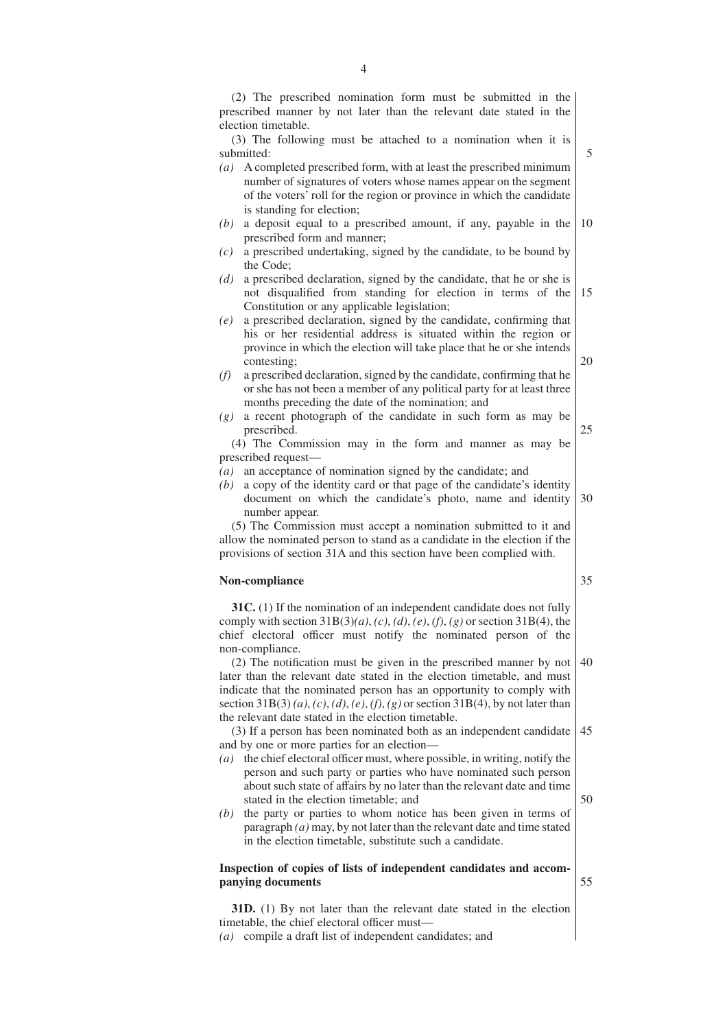(2) The prescribed nomination form must be submitted in the prescribed manner by not later than the relevant date stated in the election timetable.

(3) The following must be attached to a nomination when it is submitted:

*(a)* A completed prescribed form, with at least the prescribed minimum number of signatures of voters whose names appear on the segment of the voters' roll for the region or province in which the candidate is standing for election;

*(b)* a deposit equal to a prescribed amount, if any, payable in the prescribed form and manner;

*(c)* a prescribed undertaking, signed by the candidate, to be bound by the Code;

*(d)* a prescribed declaration, signed by the candidate, that he or she is not disqualified from standing for election in terms of the Constitution or any applicable legislation;

*(e)* a prescribed declaration, signed by the candidate, confirming that his or her residential address is situated within the region or province in which the election will take place that he or she intends contesting;

*(f)* a prescribed declaration, signed by the candidate, confirming that he or she has not been a member of any political party for at least three months preceding the date of the nomination; and

*(g)* a recent photograph of the candidate in such form as may be prescribed.

(4) The Commission may in the form and manner as may be prescribed request—

*(a)* an acceptance of nomination signed by the candidate; and

*(b)* a copy of the identity card or that page of the candidate's identity document on which the candidate's photo, name and identity number appear.

(5) The Commission must accept a nomination submitted to it and allow the nominated person to stand as a candidate in the election if the provisions of section 31A and this section have been complied with.

**Non-compliance**

**31C.** (1) If the nomination of an independent candidate does not fully comply with section 31B(3)*(a)*, *(c)*, *(d)*, *(e)*, *(f)*, *(g)* or section 31B(4), the chief electoral officer must notify the nominated person of the non-compliance.

(2) The notification must be given in the prescribed manner by not later than the relevant date stated in the election timetable, and must indicate that the nominated person has an opportunity to comply with section 31B(3) *(a)*, *(c)*, *(d)*, *(e)*, *(f)*, *(g)* or section 31B(4), by not later than the relevant date stated in the election timetable.

(3) If a person has been nominated both as an independent candidate and by one or more parties for an election—

*(a)* the chief electoral officer must, where possible, in writing, notify the person and such party or parties who have nominated such person about such state of affairs by no later than the relevant date and time stated in the election timetable; and

*(b)* the party or parties to whom notice has been given in terms of paragraph *(a)* may, by not later than the relevant date and time stated in the election timetable, substitute such a candidate.

**Inspection of copies of lists of independent candidates and accompanying documents**

**31D.** (1) By not later than the relevant date stated in the election timetable, the chief electoral officer must—

*(a)* compile a draft list of independent candidates; and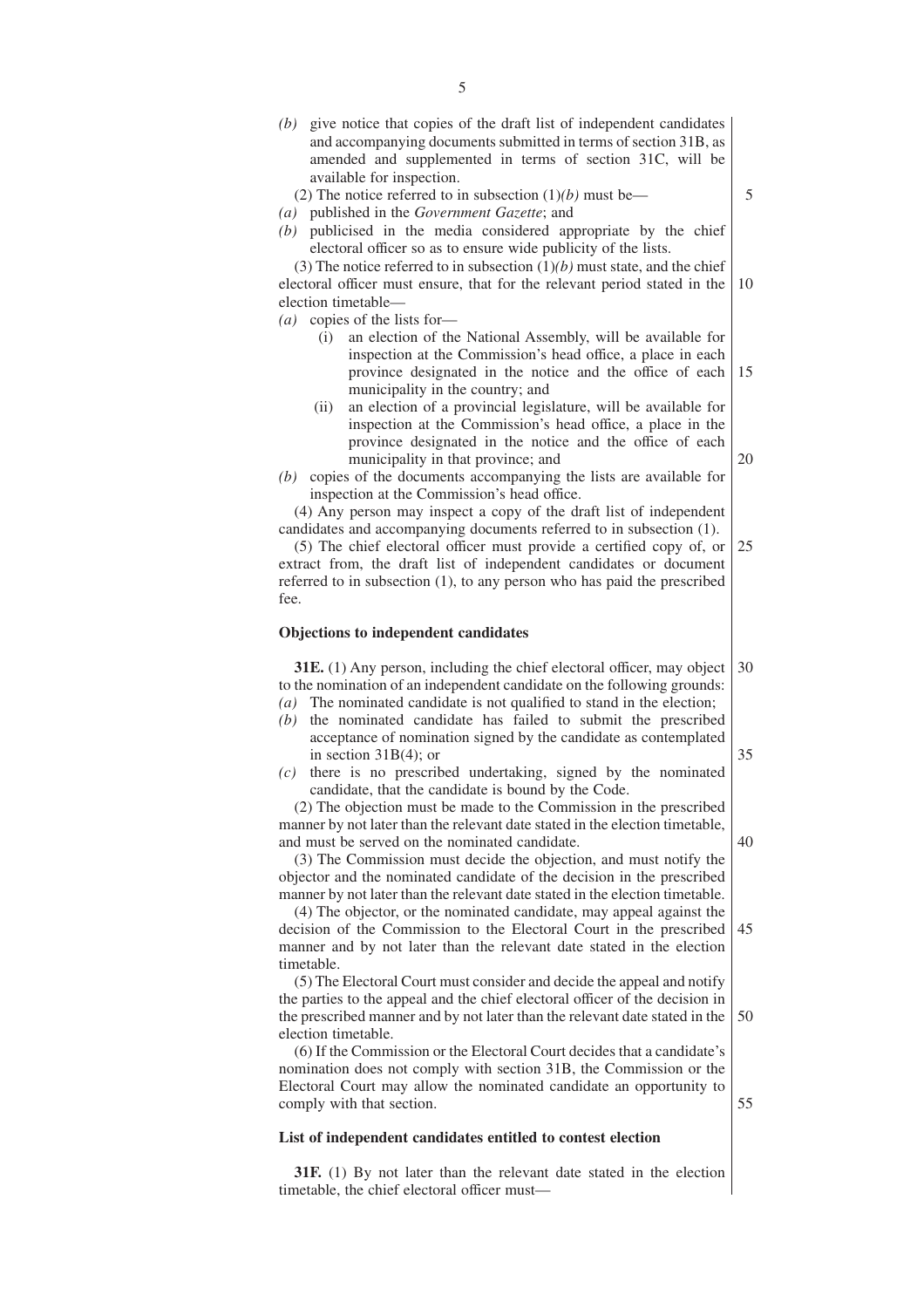*(b)* give notice that copies of the draft list of independent candidates and accompanying documents submitted in terms of section 31B, as amended and supplemented in terms of section 31C, will be available for inspection.

(2) The notice referred to in subsection (1)*(b)* must be—

*(a)* published in the *Government Gazette*; and

*(b)* publicised in the media considered appropriate by the chief electoral officer so as to ensure wide publicity of the lists.

(3) The notice referred to in subsection (1)*(b)* must state, and the chief electoral officer must ensure, that for the relevant period stated in the election timetable—

*(a)* copies of the lists for—

(i) an election of the National Assembly, will be available for inspection at the Commission's head office, a place in each province designated in the notice and the office of each municipality in the country; and

(ii) an election of a provincial legislature, will be available for inspection at the Commission's head office, a place in the province designated in the notice and the office of each municipality in that province; and

*(b)* copies of the documents accompanying the lists are available for inspection at the Commission's head office.

(4) Any person may inspect a copy of the draft list of independent candidates and accompanying documents referred to in subsection (1).

(5) The chief electoral officer must provide a certified copy of, or extract from, the draft list of independent candidates or document referred to in subsection (1), to any person who has paid the prescribed fee.

**Objections to independent candidates**

**31E.** (1) Any person, including the chief electoral officer, may object to the nomination of an independent candidate on the following grounds:

*(a)* The nominated candidate is not qualified to stand in the election;

*(b)* the nominated candidate has failed to submit the prescribed acceptance of nomination signed by the candidate as contemplated in section 31B(4); or

*(c)* there is no prescribed undertaking, signed by the nominated candidate, that the candidate is bound by the Code.

(2) The objection must be made to the Commission in the prescribed manner by not later than the relevant date stated in the election timetable, and must be served on the nominated candidate.

(3) The Commission must decide the objection, and must notify the objector and the nominated candidate of the decision in the prescribed manner by not later than the relevant date stated in the election timetable.

(4) The objector, or the nominated candidate, may appeal against the decision of the Commission to the Electoral Court in the prescribed manner and by not later than the relevant date stated in the election timetable.

(5) The Electoral Court must consider and decide the appeal and notify the parties to the appeal and the chief electoral officer of the decision in the prescribed manner and by not later than the relevant date stated in the election timetable.

(6) If the Commission or the Electoral Court decides that a candidate's nomination does not comply with section 31B, the Commission or the Electoral Court may allow the nominated candidate an opportunity to comply with that section.

**List of independent candidates entitled to contest election**

**31F.** (1) By not later than the relevant date stated in the election timetable, the chief electoral officer must—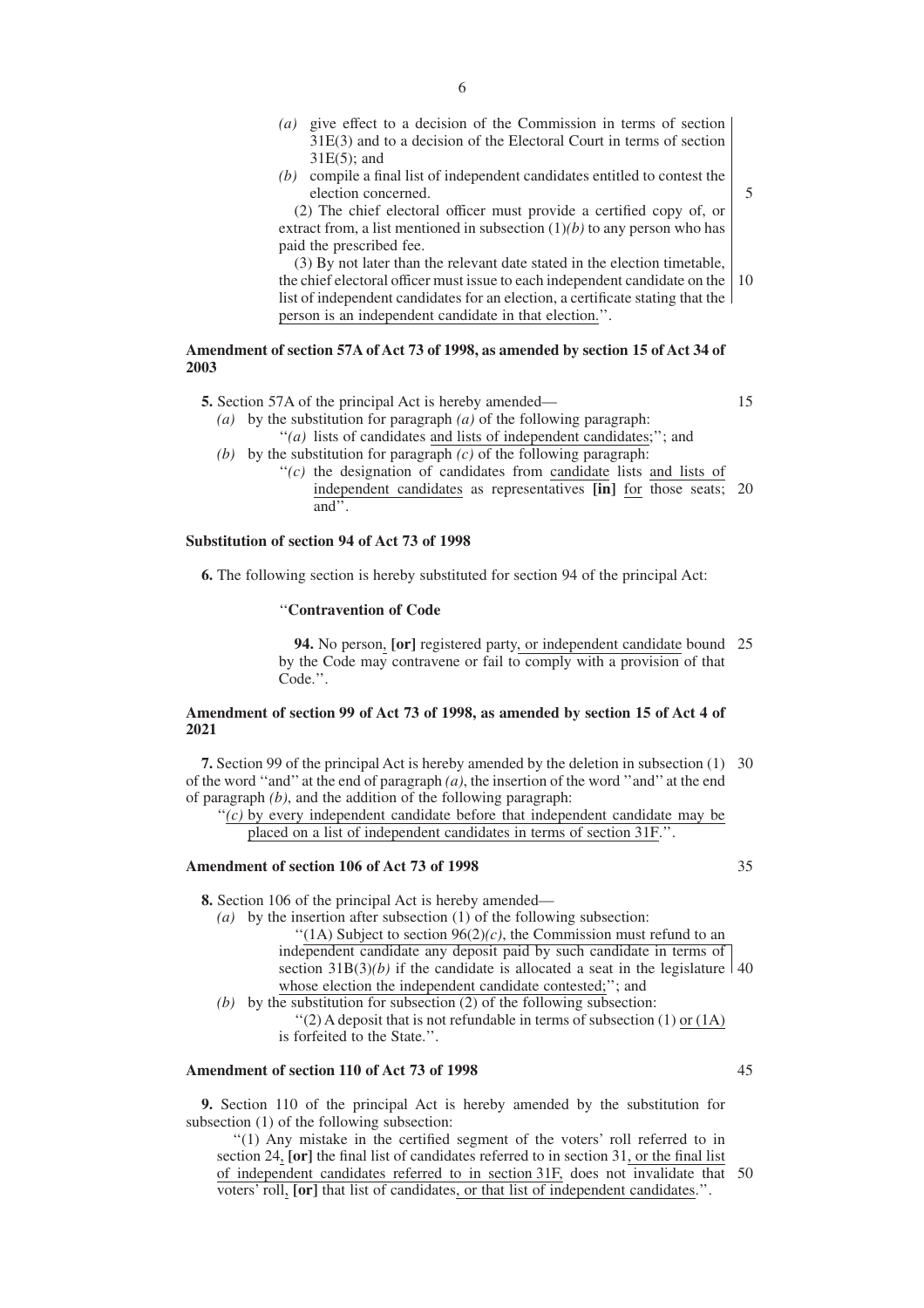(a) give effect to a decision of the Commission in terms of section 31E(3) and to a decision of the Electoral Court in terms of section 31E(5); and

(b) compile a final list of independent candidates entitled to contest the election concerned.

(2) The chief electoral officer must provide a certified copy of, or extract from, a list mentioned in subsection (1)*(b)* to any person who has paid the prescribed fee.

(3) By not later than the relevant date stated in the election timetable, the chief electoral officer must issue to each independent candidate on the list of independent candidates for an election, a certificate stating that the person is an independent candidate in that election.''.

**Amendment of section 57A of Act 73 of 1998, as amended by section 15 of Act 34 of 2003**

**5.** Section 57A of the principal Act is hereby amended—

*(a)* by the substitution for paragraph *(a)* of the following paragraph:
''*(a)* lists of candidates and lists of independent candidates;''; and

*(b)* by the substitution for paragraph *(c)* of the following paragraph:
''*(c)* the designation of candidates from candidate lists and lists of independent candidates as representatives **[in]** for those seats; and''.

**Substitution of section 94 of Act 73 of 1998**

**6.** The following section is hereby substituted for section 94 of the principal Act:

''**Contravention of Code**

**94.** No person, **[or]** registered party, or independent candidate bound by the Code may contravene or fail to comply with a provision of that Code.''.

**Amendment of section 99 of Act 73 of 1998, as amended by section 15 of Act 4 of 2021**

**7.** Section 99 of the principal Act is hereby amended by the deletion in subsection (1) of the word ''and'' at the end of paragraph *(a)*, the insertion of the word ''and'' at the end of paragraph *(b)*, and the addition of the following paragraph:

''*(c)* by every independent candidate before that independent candidate may be placed on a list of independent candidates in terms of section 31F.''.

**Amendment of section 106 of Act 73 of 1998**

**8.** Section 106 of the principal Act is hereby amended—

*(a)* by the insertion after subsection (1) of the following subsection:
''(1A) Subject to section 96(2)*(c)*, the Commission must refund to an independent candidate any deposit paid by such candidate in terms of section 31B(3)*(b)* if the candidate is allocated a seat in the legislature whose election the independent candidate contested;''; and

*(b)* by the substitution for subsection (2) of the following subsection:
''(2) A deposit that is not refundable in terms of subsection (1) or (1A) is forfeited to the State.''.

**Amendment of section 110 of Act 73 of 1998**

**9.** Section 110 of the principal Act is hereby amended by the substitution for subsection (1) of the following subsection:

''(1) Any mistake in the certified segment of the voters' roll referred to in section 24, **[or]** the final list of candidates referred to in section 31, or the final list of independent candidates referred to in section 31F, does not invalidate that voters' roll, **[or]** that list of candidates, or that list of independent candidates.''.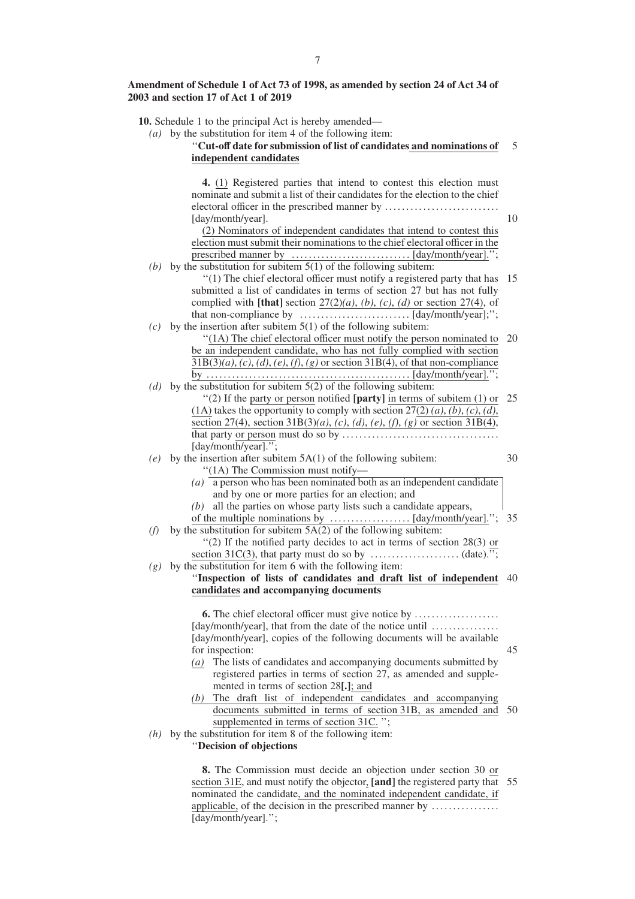**Amendment of Schedule 1 of Act 73 of 1998, as amended by section 24 of Act 34 of 2003 and section 17 of Act 1 of 2019**

**10.** Schedule 1 to the principal Act is hereby amended—

*(a)* by the substitution for item 4 of the following item:

''**Cut-off date for submission of list of candidates and nominations of independent candidates**

**4.** (1) Registered parties that intend to contest this election must nominate and submit a list of their candidates for the election to the chief electoral officer in the prescribed manner by ........................... [day/month/year].

(2) Nominators of independent candidates that intend to contest this election must submit their nominations to the chief electoral officer in the prescribed manner by ............................ [day/month/year].'';

*(b)* by the substitution for subitem 5(1) of the following subitem:

''(1) The chief electoral officer must notify a registered party that has submitted a list of candidates in terms of section 27 but has not fully complied with **[that]** section 27(2)*(a)*, *(b)*, *(c)*, *(d)* or section 27(4), of that non-compliance by .......................... [day/month/year];'';

*(c)* by the insertion after subitem 5(1) of the following subitem:

''(1A) The chief electoral officer must notify the person nominated to be an independent candidate, who has not fully complied with section 31B(3)*(a)*, *(c)*, *(d)*, *(e)*, *(f)*, *(g)* or section 31B(4), of that non-compliance by ................................................ [day/month/year].'';

*(d)* by the substitution for subitem 5(2) of the following subitem:

''(2) If the party or person notified **[party]** in terms of subitem (1) or (1A) takes the opportunity to comply with section 27(2) *(a)*, *(b)*, *(c)*, *(d)*, section 27(4), section 31B(3)*(a)*, *(c)*, *(d)*, *(e)*, *(f)*, *(g)* or section 31B(4), that party or person must do so by ..................................... [day/month/year].'';

*(e)* by the insertion after subitem 5A(1) of the following subitem:

''(1A) The Commission must notify—

*(a)* a person who has been nominated both as an independent candidate and by one or more parties for an election; and

*(b)* all the parties on whose party lists such a candidate appears,

of the multiple nominations by ................... [day/month/year].'';

*(f)* by the substitution for subitem 5A(2) of the following subitem:

''(2) If the notified party decides to act in terms of section 28(3) or section 31C(3), that party must do so by ..................... (date).'';

*(g)* by the substitution for item 6 with the following item:

''**Inspection of lists of candidates and draft list of independent candidates and accompanying documents**

**6.** The chief electoral officer must give notice by .................... [day/month/year], that from the date of the notice until ................ [day/month/year], copies of the following documents will be available for inspection:

*(a)* The lists of candidates and accompanying documents submitted by registered parties in terms of section 27, as amended and supplemented in terms of section 28**[.]**; and

*(b)* The draft list of independent candidates and accompanying documents submitted in terms of section 31B, as amended and supplemented in terms of section 31C. '';

*(h)* by the substitution for item 8 of the following item:

''**Decision of objections**

**8.** The Commission must decide an objection under section 30 or section 31E, and must notify the objector, **[and]** the registered party that nominated the candidate, and the nominated independent candidate, if applicable, of the decision in the prescribed manner by ................ [day/month/year].'';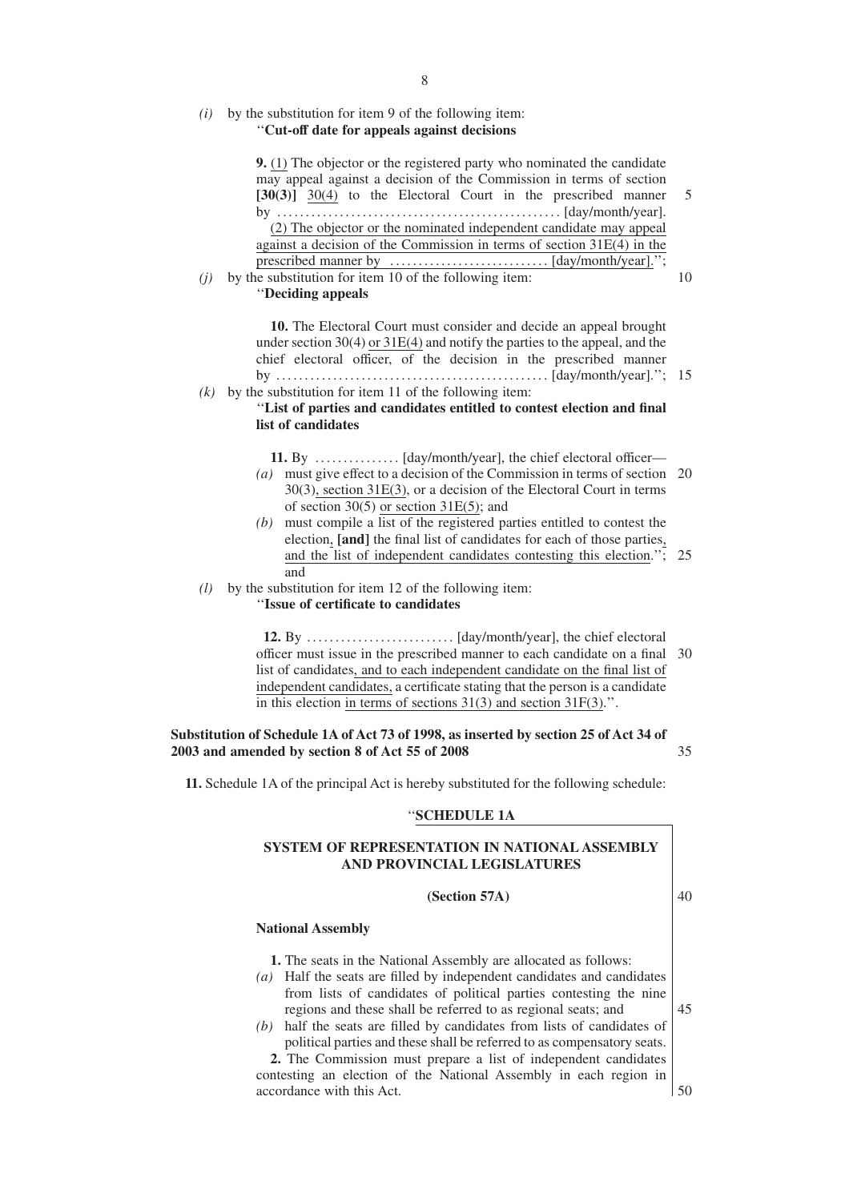*(i)* by the substitution for item 9 of the following item:

''**Cut-off date for appeals against decisions**

**9.** (1) The objector or the registered party who nominated the candidate may appeal against a decision of the Commission in terms of section **[30(3)]** 30(4) to the Electoral Court in the prescribed manner by ................................................. [day/month/year].

(2) The objector or the nominated independent candidate may appeal against a decision of the Commission in terms of section 31E(4) in the prescribed manner by ............................ [day/month/year].'';

*(j)* by the substitution for item 10 of the following item:

''**Deciding appeals**

**10.** The Electoral Court must consider and decide an appeal brought under section 30(4) or 31E(4) and notify the parties to the appeal, and the chief electoral officer, of the decision in the prescribed manner by ................................................ [day/month/year].'';

*(k)* by the substitution for item 11 of the following item:

''**List of parties and candidates entitled to contest election and final list of candidates**

**11.** By ............... [day/month/year], the chief electoral officer—

*(a)* must give effect to a decision of the Commission in terms of section 30(3), section 31E(3), or a decision of the Electoral Court in terms of section 30(5) or section 31E(5); and

*(b)* must compile a list of the registered parties entitled to contest the election, **[and]** the final list of candidates for each of those parties, and the list of independent candidates contesting this election.''; and

*(l)* by the substitution for item 12 of the following item:

''**Issue of certificate to candidates**

**12.** By .......................... [day/month/year], the chief electoral officer must issue in the prescribed manner to each candidate on a final list of candidates, and to each independent candidate on the final list of independent candidates, a certificate stating that the person is a candidate in this election in terms of sections 31(3) and section 31F(3).''.

**Substitution of Schedule 1A of Act 73 of 1998, as inserted by section 25 of Act 34 of 2003 and amended by section 8 of Act 55 of 2008**

**11.** Schedule 1A of the principal Act is hereby substituted for the following schedule:

''**SCHEDULE 1A**

**SYSTEM OF REPRESENTATION IN NATIONAL ASSEMBLY AND PROVINCIAL LEGISLATURES**

**(Section 57A)**

**National Assembly**

**1.** The seats in the National Assembly are allocated as follows:

*(a)* Half the seats are filled by independent candidates and candidates from lists of candidates of political parties contesting the nine regions and these shall be referred to as regional seats; and

*(b)* half the seats are filled by candidates from lists of candidates of political parties and these shall be referred to as compensatory seats.

**2.** The Commission must prepare a list of independent candidates contesting an election of the National Assembly in each region in accordance with this Act.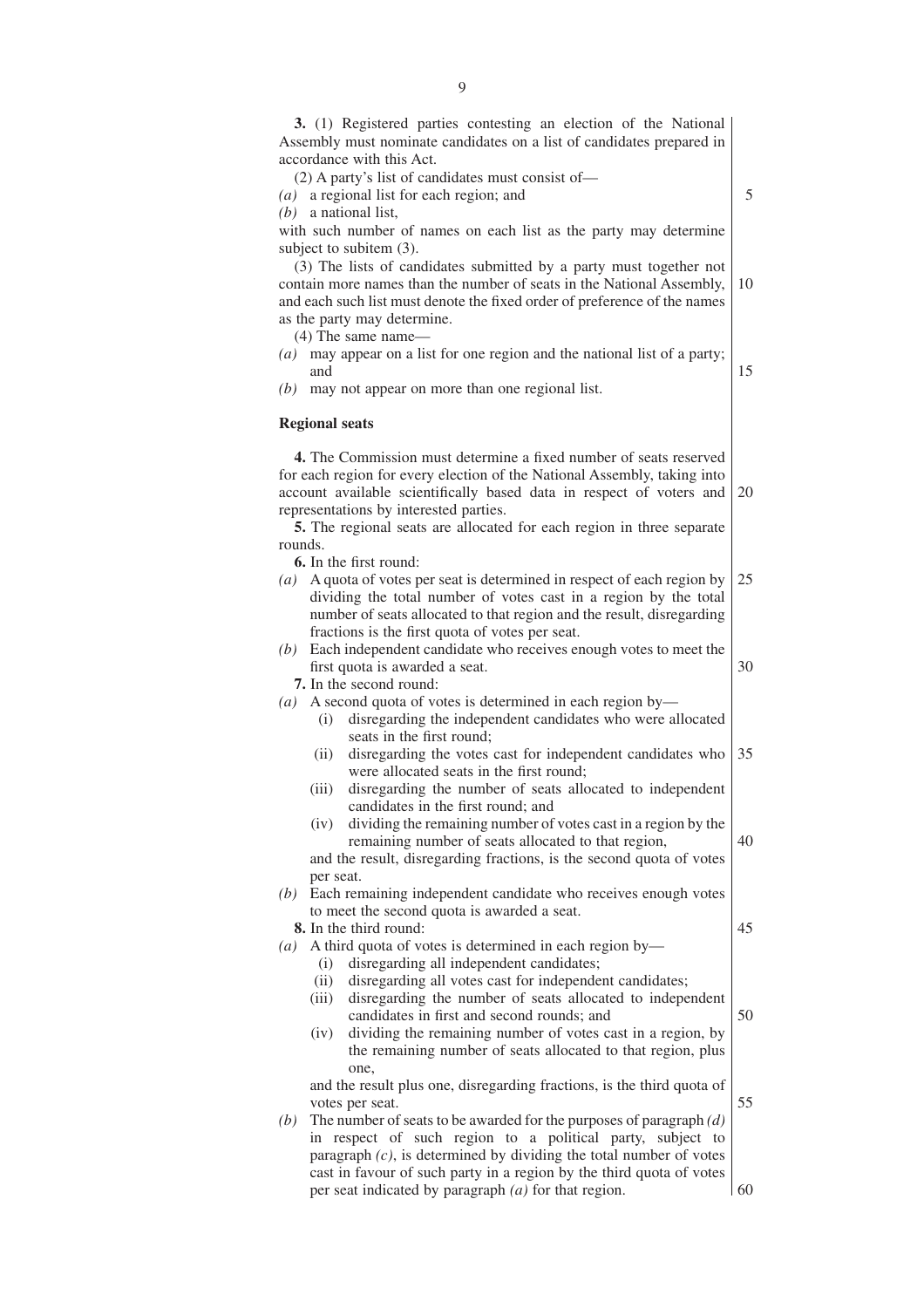**3.** (1) Registered parties contesting an election of the National Assembly must nominate candidates on a list of candidates prepared in accordance with this Act.

(2) A party's list of candidates must consist of—

*(a)* a regional list for each region; and

*(b)* a national list,

with such number of names on each list as the party may determine subject to subitem (3).

(3) The lists of candidates submitted by a party must together not contain more names than the number of seats in the National Assembly, and each such list must denote the fixed order of preference of the names as the party may determine.

(4) The same name—

*(a)* may appear on a list for one region and the national list of a party; and

*(b)* may not appear on more than one regional list.

**Regional seats**

**4.** The Commission must determine a fixed number of seats reserved for each region for every election of the National Assembly, taking into account available scientifically based data in respect of voters and representations by interested parties.

**5.** The regional seats are allocated for each region in three separate rounds.

**6.** In the first round:

*(a)* A quota of votes per seat is determined in respect of each region by dividing the total number of votes cast in a region by the total number of seats allocated to that region and the result, disregarding fractions is the first quota of votes per seat.

*(b)* Each independent candidate who receives enough votes to meet the first quota is awarded a seat.

**7.** In the second round:

*(a)* A second quota of votes is determined in each region by—

   (i) disregarding the independent candidates who were allocated seats in the first round;

   (ii) disregarding the votes cast for independent candidates who were allocated seats in the first round;

   (iii) disregarding the number of seats allocated to independent candidates in the first round; and

   (iv) dividing the remaining number of votes cast in a region by the remaining number of seats allocated to that region,

   and the result, disregarding fractions, is the second quota of votes per seat.

*(b)* Each remaining independent candidate who receives enough votes to meet the second quota is awarded a seat.

**8.** In the third round:

*(a)* A third quota of votes is determined in each region by—

   (i) disregarding all independent candidates;

   (ii) disregarding all votes cast for independent candidates;

   (iii) disregarding the number of seats allocated to independent candidates in first and second rounds; and

   (iv) dividing the remaining number of votes cast in a region, by the remaining number of seats allocated to that region, plus one,

   and the result plus one, disregarding fractions, is the third quota of votes per seat.

*(b)* The number of seats to be awarded for the purposes of paragraph *(d)* in respect of such region to a political party, subject to paragraph *(c)*, is determined by dividing the total number of votes cast in favour of such party in a region by the third quota of votes per seat indicated by paragraph *(a)* for that region.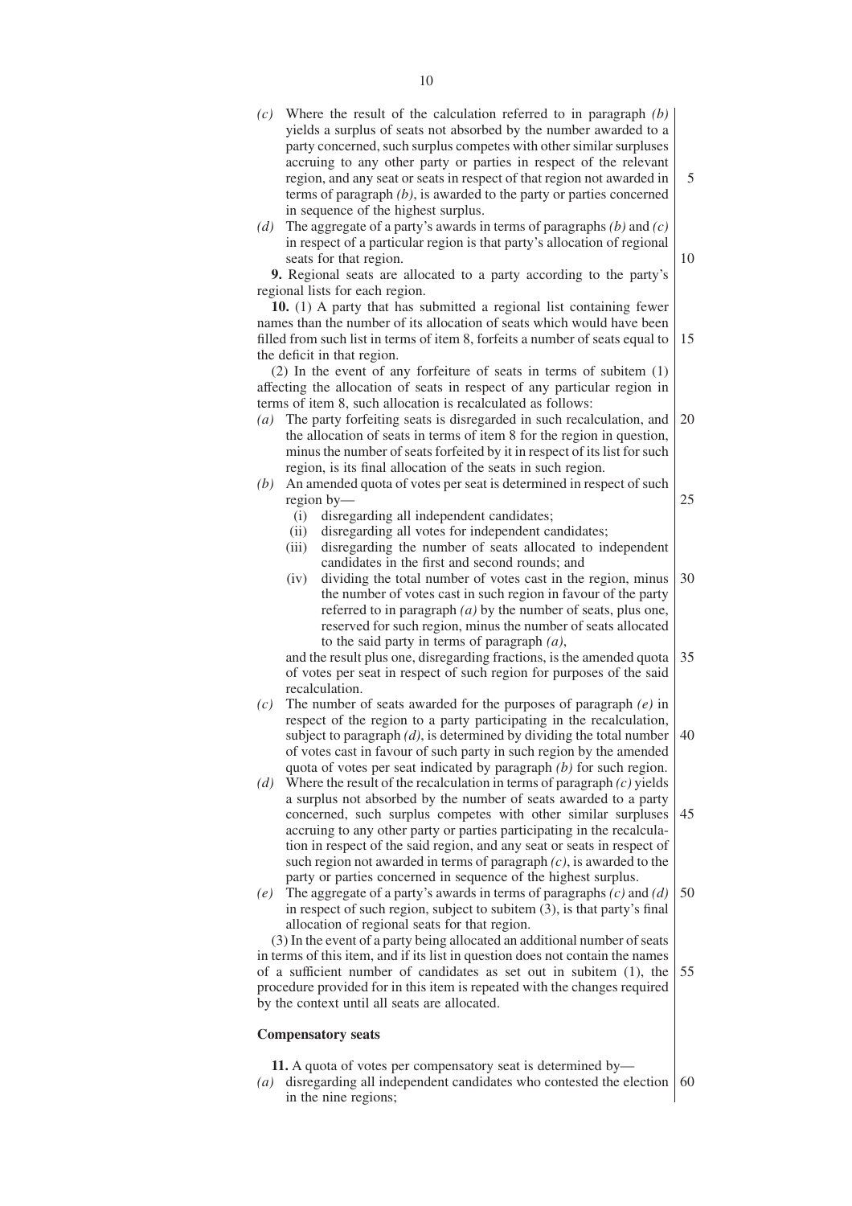*(c)* Where the result of the calculation referred to in paragraph *(b)* yields a surplus of seats not absorbed by the number awarded to a party concerned, such surplus competes with other similar surpluses accruing to any other party or parties in respect of the relevant region, and any seat or seats in respect of that region not awarded in terms of paragraph *(b)*, is awarded to the party or parties concerned in sequence of the highest surplus.

*(d)* The aggregate of a party's awards in terms of paragraphs *(b)* and *(c)* in respect of a particular region is that party's allocation of regional seats for that region.

**9.** Regional seats are allocated to a party according to the party's regional lists for each region.

**10.** (1) A party that has submitted a regional list containing fewer names than the number of its allocation of seats which would have been filled from such list in terms of item 8, forfeits a number of seats equal to the deficit in that region.

(2) In the event of any forfeiture of seats in terms of subitem (1) affecting the allocation of seats in respect of any particular region in terms of item 8, such allocation is recalculated as follows:

*(a)* The party forfeiting seats is disregarded in such recalculation, and the allocation of seats in terms of item 8 for the region in question, minus the number of seats forfeited by it in respect of its list for such region, is its final allocation of the seats in such region.

*(b)* An amended quota of votes per seat is determined in respect of such region by—
   - (i) disregarding all independent candidates;
   - (ii) disregarding all votes for independent candidates;
   - (iii) disregarding the number of seats allocated to independent candidates in the first and second rounds; and
   - (iv) dividing the total number of votes cast in the region, minus the number of votes cast in such region in favour of the party referred to in paragraph *(a)* by the number of seats, plus one, reserved for such region, minus the number of seats allocated to the said party in terms of paragraph *(a)*,

   and the result plus one, disregarding fractions, is the amended quota of votes per seat in respect of such region for purposes of the said recalculation.

*(c)* The number of seats awarded for the purposes of paragraph *(e)* in respect of the region to a party participating in the recalculation, subject to paragraph *(d)*, is determined by dividing the total number of votes cast in favour of such party in such region by the amended quota of votes per seat indicated by paragraph *(b)* for such region.

*(d)* Where the result of the recalculation in terms of paragraph *(c)* yields a surplus not absorbed by the number of seats awarded to a party concerned, such surplus competes with other similar surpluses accruing to any other party or parties participating in the recalculation in respect of the said region, and any seat or seats in respect of such region not awarded in terms of paragraph *(c)*, is awarded to the party or parties concerned in sequence of the highest surplus.

*(e)* The aggregate of a party's awards in terms of paragraphs *(c)* and *(d)* in respect of such region, subject to subitem (3), is that party's final allocation of regional seats for that region.

(3) In the event of a party being allocated an additional number of seats in terms of this item, and if its list in question does not contain the names of a sufficient number of candidates as set out in subitem (1), the procedure provided for in this item is repeated with the changes required by the context until all seats are allocated.

**Compensatory seats**

**11.** A quota of votes per compensatory seat is determined by—

*(a)* disregarding all independent candidates who contested the election in the nine regions;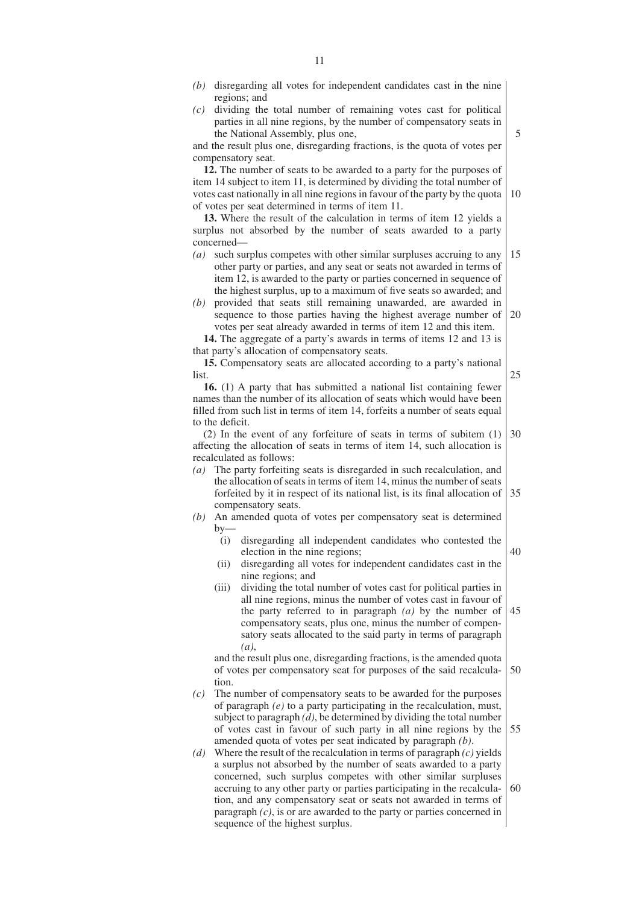*(b)* disregarding all votes for independent candidates cast in the nine regions; and

*(c)* dividing the total number of remaining votes cast for political parties in all nine regions, by the number of compensatory seats in the National Assembly, plus one,

and the result plus one, disregarding fractions, is the quota of votes per compensatory seat.

**12.** The number of seats to be awarded to a party for the purposes of item 14 subject to item 11, is determined by dividing the total number of votes cast nationally in all nine regions in favour of the party by the quota of votes per seat determined in terms of item 11.

**13.** Where the result of the calculation in terms of item 12 yields a surplus not absorbed by the number of seats awarded to a party concerned—

*(a)* such surplus competes with other similar surpluses accruing to any other party or parties, and any seat or seats not awarded in terms of item 12, is awarded to the party or parties concerned in sequence of the highest surplus, up to a maximum of five seats so awarded; and

*(b)* provided that seats still remaining unawarded, are awarded in sequence to those parties having the highest average number of votes per seat already awarded in terms of item 12 and this item.

**14.** The aggregate of a party's awards in terms of items 12 and 13 is that party's allocation of compensatory seats.

**15.** Compensatory seats are allocated according to a party's national list.

**16.** (1) A party that has submitted a national list containing fewer names than the number of its allocation of seats which would have been filled from such list in terms of item 14, forfeits a number of seats equal to the deficit.

(2) In the event of any forfeiture of seats in terms of subitem (1) affecting the allocation of seats in terms of item 14, such allocation is recalculated as follows:

*(a)* The party forfeiting seats is disregarded in such recalculation, and the allocation of seats in terms of item 14, minus the number of seats forfeited by it in respect of its national list, is its final allocation of compensatory seats.

*(b)* An amended quota of votes per compensatory seat is determined by—

(i) disregarding all independent candidates who contested the election in the nine regions;

(ii) disregarding all votes for independent candidates cast in the nine regions; and

(iii) dividing the total number of votes cast for political parties in all nine regions, minus the number of votes cast in favour of the party referred to in paragraph *(a)* by the number of compensatory seats, plus one, minus the number of compensatory seats allocated to the said party in terms of paragraph *(a)*,

and the result plus one, disregarding fractions, is the amended quota of votes per compensatory seat for purposes of the said recalculation.

*(c)* The number of compensatory seats to be awarded for the purposes of paragraph *(e)* to a party participating in the recalculation, must, subject to paragraph *(d)*, be determined by dividing the total number of votes cast in favour of such party in all nine regions by the amended quota of votes per seat indicated by paragraph *(b)*.

*(d)* Where the result of the recalculation in terms of paragraph *(c)* yields a surplus not absorbed by the number of seats awarded to a party concerned, such surplus competes with other similar surpluses accruing to any other party or parties participating in the recalculation, and any compensatory seat or seats not awarded in terms of paragraph *(c)*, is or are awarded to the party or parties concerned in sequence of the highest surplus.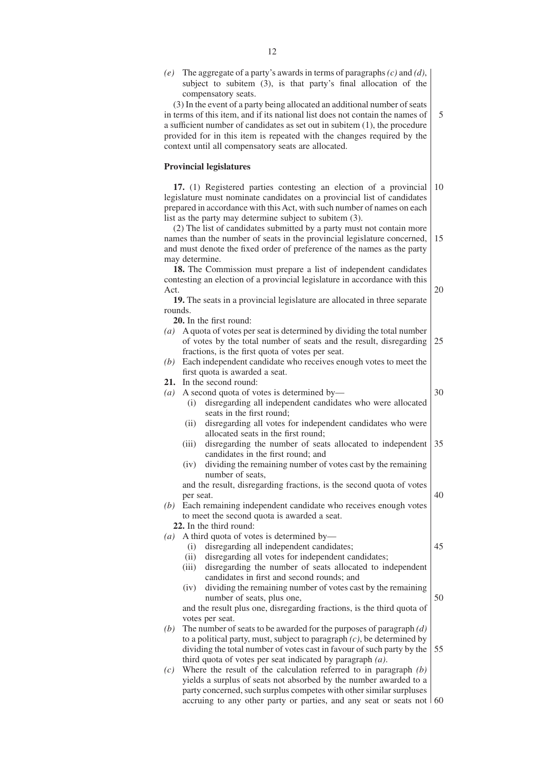*(e)* The aggregate of a party's awards in terms of paragraphs *(c)* and *(d)*, subject to subitem (3), is that party's final allocation of the compensatory seats.

(3) In the event of a party being allocated an additional number of seats in terms of this item, and if its national list does not contain the names of a sufficient number of candidates as set out in subitem (1), the procedure provided for in this item is repeated with the changes required by the context until all compensatory seats are allocated.

**Provincial legislatures**

**17.** (1) Registered parties contesting an election of a provincial legislature must nominate candidates on a provincial list of candidates prepared in accordance with this Act, with such number of names on each list as the party may determine subject to subitem (3).

(2) The list of candidates submitted by a party must not contain more names than the number of seats in the provincial legislature concerned, and must denote the fixed order of preference of the names as the party may determine.

**18.** The Commission must prepare a list of independent candidates contesting an election of a provincial legislature in accordance with this Act.

**19.** The seats in a provincial legislature are allocated in three separate rounds.

**20.** In the first round:

*(a)* A quota of votes per seat is determined by dividing the total number of votes by the total number of seats and the result, disregarding fractions, is the first quota of votes per seat.

*(b)* Each independent candidate who receives enough votes to meet the first quota is awarded a seat.

**21.** In the second round:

*(a)* A second quota of votes is determined by—
  - (i) disregarding all independent candidates who were allocated seats in the first round;
  - (ii) disregarding all votes for independent candidates who were allocated seats in the first round;
  - (iii) disregarding the number of seats allocated to independent candidates in the first round; and
  - (iv) dividing the remaining number of votes cast by the remaining number of seats,

  and the result, disregarding fractions, is the second quota of votes per seat.

*(b)* Each remaining independent candidate who receives enough votes to meet the second quota is awarded a seat.

**22.** In the third round:

*(a)* A third quota of votes is determined by—
  - (i) disregarding all independent candidates;
  - (ii) disregarding all votes for independent candidates;
  - (iii) disregarding the number of seats allocated to independent candidates in first and second rounds; and
  - (iv) dividing the remaining number of votes cast by the remaining number of seats, plus one,

  and the result plus one, disregarding fractions, is the third quota of votes per seat.

*(b)* The number of seats to be awarded for the purposes of paragraph *(d)* to a political party, must, subject to paragraph *(c)*, be determined by dividing the total number of votes cast in favour of such party by the third quota of votes per seat indicated by paragraph *(a)*.

*(c)* Where the result of the calculation referred to in paragraph *(b)* yields a surplus of seats not absorbed by the number awarded to a party concerned, such surplus competes with other similar surpluses accruing to any other party or parties, and any seat or seats not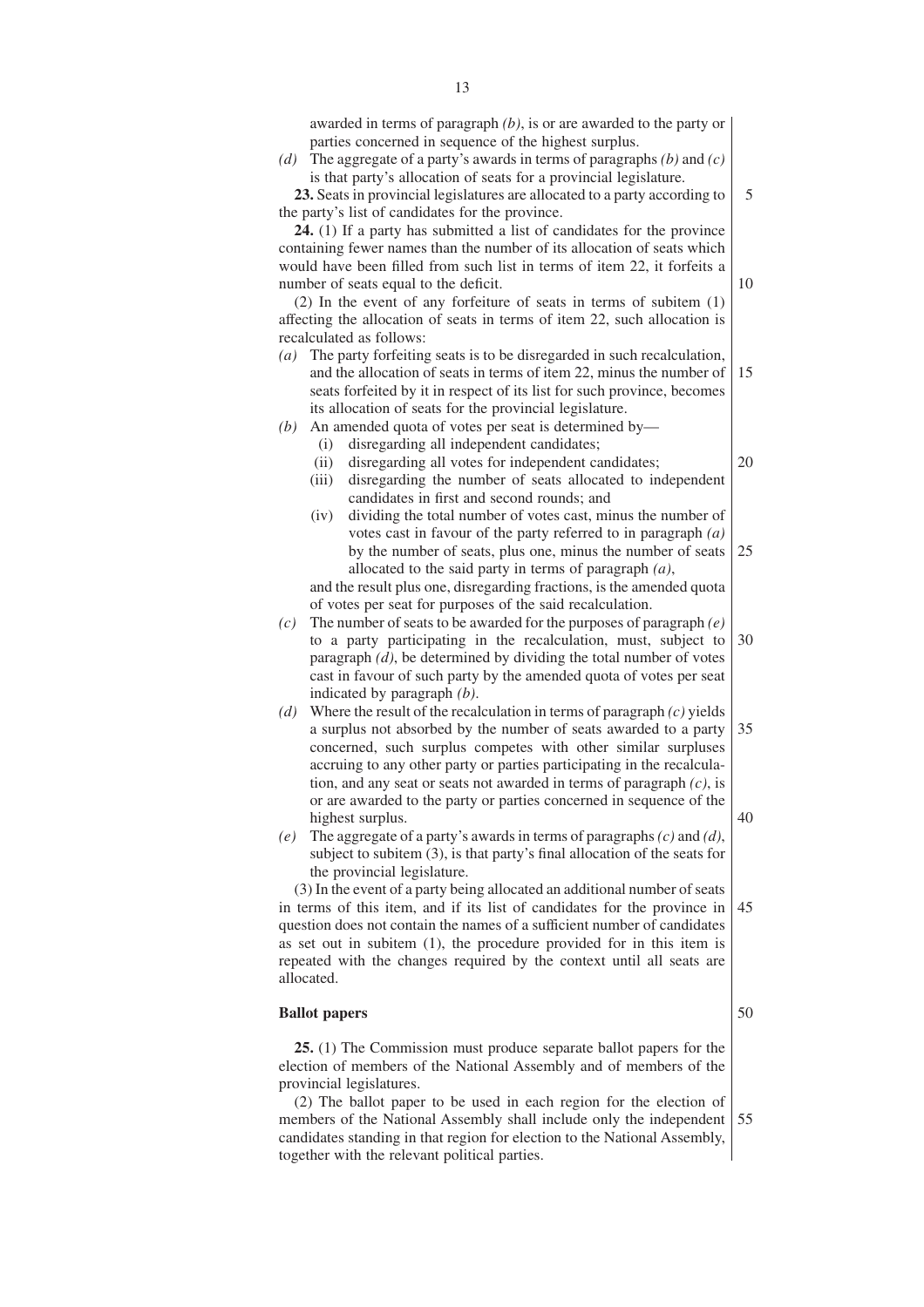awarded in terms of paragraph *(b)*, is or are awarded to the party or parties concerned in sequence of the highest surplus.

*(d)* The aggregate of a party's awards in terms of paragraphs *(b)* and *(c)* is that party's allocation of seats for a provincial legislature.

**23.** Seats in provincial legislatures are allocated to a party according to the party's list of candidates for the province.

**24.** (1) If a party has submitted a list of candidates for the province containing fewer names than the number of its allocation of seats which would have been filled from such list in terms of item 22, it forfeits a number of seats equal to the deficit.

(2) In the event of any forfeiture of seats in terms of subitem (1) affecting the allocation of seats in terms of item 22, such allocation is recalculated as follows:

*(a)* The party forfeiting seats is to be disregarded in such recalculation, and the allocation of seats in terms of item 22, minus the number of seats forfeited by it in respect of its list for such province, becomes its allocation of seats for the provincial legislature.

*(b)* An amended quota of votes per seat is determined by—
   - (i) disregarding all independent candidates;
   - (ii) disregarding all votes for independent candidates;
   - (iii) disregarding the number of seats allocated to independent candidates in first and second rounds; and
   - (iv) dividing the total number of votes cast, minus the number of votes cast in favour of the party referred to in paragraph *(a)* by the number of seats, plus one, minus the number of seats allocated to the said party in terms of paragraph *(a)*,

   and the result plus one, disregarding fractions, is the amended quota of votes per seat for purposes of the said recalculation.

*(c)* The number of seats to be awarded for the purposes of paragraph *(e)* to a party participating in the recalculation, must, subject to paragraph *(d)*, be determined by dividing the total number of votes cast in favour of such party by the amended quota of votes per seat indicated by paragraph *(b)*.

*(d)* Where the result of the recalculation in terms of paragraph *(c)* yields a surplus not absorbed by the number of seats awarded to a party concerned, such surplus competes with other similar surpluses accruing to any other party or parties participating in the recalculation, and any seat or seats not awarded in terms of paragraph *(c)*, is or are awarded to the party or parties concerned in sequence of the highest surplus.

*(e)* The aggregate of a party's awards in terms of paragraphs *(c)* and *(d)*, subject to subitem (3), is that party's final allocation of the seats for the provincial legislature.

(3) In the event of a party being allocated an additional number of seats in terms of this item, and if its list of candidates for the province in question does not contain the names of a sufficient number of candidates as set out in subitem (1), the procedure provided for in this item is repeated with the changes required by the context until all seats are allocated.

**Ballot papers**

**25.** (1) The Commission must produce separate ballot papers for the election of members of the National Assembly and of members of the provincial legislatures.

(2) The ballot paper to be used in each region for the election of members of the National Assembly shall include only the independent candidates standing in that region for election to the National Assembly, together with the relevant political parties.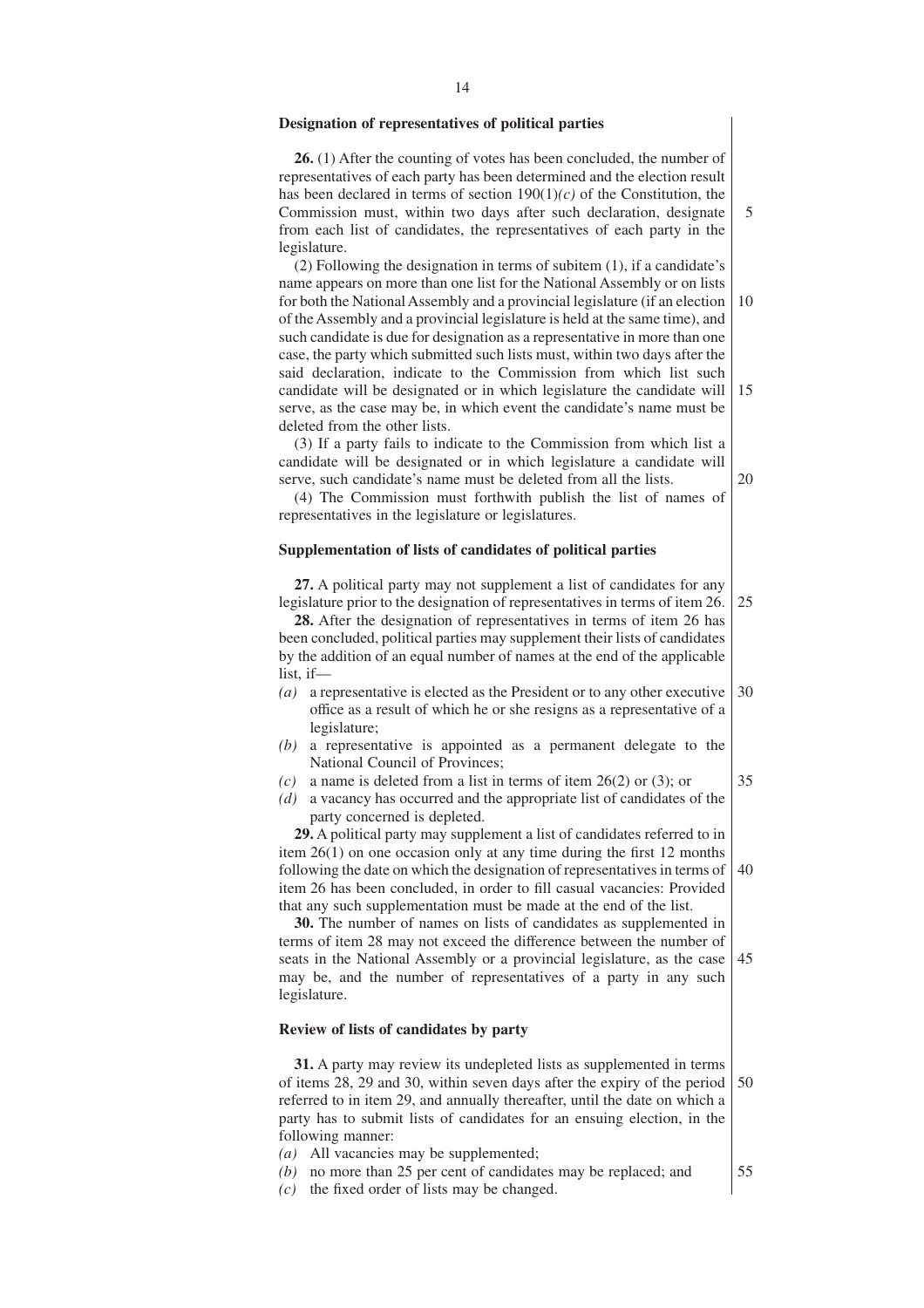### Designation of representatives of political parties

**26.** (1) After the counting of votes has been concluded, the number of representatives of each party has been determined and the election result has been declared in terms of section 190(1)*(c)* of the Constitution, the Commission must, within two days after such declaration, designate from each list of candidates, the representatives of each party in the legislature.

(2) Following the designation in terms of subitem (1), if a candidate's name appears on more than one list for the National Assembly or on lists for both the National Assembly and a provincial legislature (if an election of the Assembly and a provincial legislature is held at the same time), and such candidate is due for designation as a representative in more than one case, the party which submitted such lists must, within two days after the said declaration, indicate to the Commission from which list such candidate will be designated or in which legislature the candidate will serve, as the case may be, in which event the candidate's name must be deleted from the other lists.

(3) If a party fails to indicate to the Commission from which list a candidate will be designated or in which legislature a candidate will serve, such candidate's name must be deleted from all the lists.

(4) The Commission must forthwith publish the list of names of representatives in the legislature or legislatures.

### Supplementation of lists of candidates of political parties

**27.** A political party may not supplement a list of candidates for any legislature prior to the designation of representatives in terms of item 26.

**28.** After the designation of representatives in terms of item 26 has been concluded, political parties may supplement their lists of candidates by the addition of an equal number of names at the end of the applicable list, if—

*(a)* a representative is elected as the President or to any other executive office as a result of which he or she resigns as a representative of a legislature;
*(b)* a representative is appointed as a permanent delegate to the National Council of Provinces;
*(c)* a name is deleted from a list in terms of item 26(2) or (3); or
*(d)* a vacancy has occurred and the appropriate list of candidates of the party concerned is depleted.

**29.** A political party may supplement a list of candidates referred to in item 26(1) on one occasion only at any time during the first 12 months following the date on which the designation of representatives in terms of item 26 has been concluded, in order to fill casual vacancies: Provided that any such supplementation must be made at the end of the list.

**30.** The number of names on lists of candidates as supplemented in terms of item 28 may not exceed the difference between the number of seats in the National Assembly or a provincial legislature, as the case may be, and the number of representatives of a party in any such legislature.

### Review of lists of candidates by party

**31.** A party may review its undepleted lists as supplemented in terms of items 28, 29 and 30, within seven days after the expiry of the period referred to in item 29, and annually thereafter, until the date on which a party has to submit lists of candidates for an ensuing election, in the following manner:

*(a)* All vacancies may be supplemented;
*(b)* no more than 25 per cent of candidates may be replaced; and
*(c)* the fixed order of lists may be changed.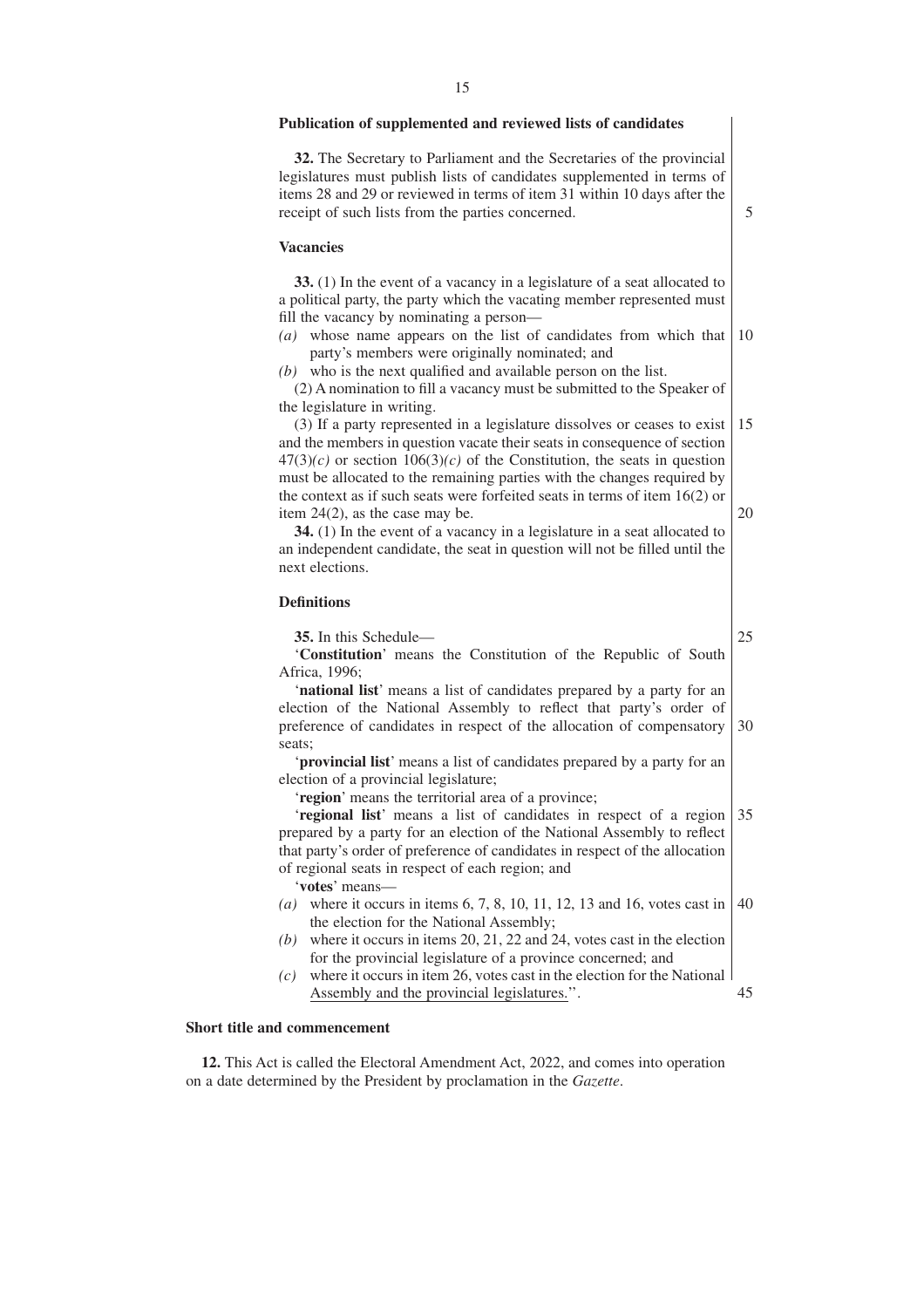**Publication of supplemented and reviewed lists of candidates**

**32.** The Secretary to Parliament and the Secretaries of the provincial legislatures must publish lists of candidates supplemented in terms of items 28 and 29 or reviewed in terms of item 31 within 10 days after the receipt of such lists from the parties concerned.

**Vacancies**

**33.** (1) In the event of a vacancy in a legislature of a seat allocated to a political party, the party which the vacating member represented must fill the vacancy by nominating a person—

*(a)* whose name appears on the list of candidates from which that party's members were originally nominated; and

*(b)* who is the next qualified and available person on the list.

(2) A nomination to fill a vacancy must be submitted to the Speaker of the legislature in writing.

(3) If a party represented in a legislature dissolves or ceases to exist and the members in question vacate their seats in consequence of section 47(3)*(c)* or section 106(3)*(c)* of the Constitution, the seats in question must be allocated to the remaining parties with the changes required by the context as if such seats were forfeited seats in terms of item 16(2) or item 24(2), as the case may be.

**34.** (1) In the event of a vacancy in a legislature in a seat allocated to an independent candidate, the seat in question will not be filled until the next elections.

**Definitions**

**35.** In this Schedule—

'**Constitution**' means the Constitution of the Republic of South Africa, 1996;

'**national list**' means a list of candidates prepared by a party for an election of the National Assembly to reflect that party's order of preference of candidates in respect of the allocation of compensatory seats;

'**provincial list**' means a list of candidates prepared by a party for an election of a provincial legislature;

'**region**' means the territorial area of a province;

'**regional list**' means a list of candidates in respect of a region prepared by a party for an election of the National Assembly to reflect that party's order of preference of candidates in respect of the allocation of regional seats in respect of each region; and

'**votes**' means—

*(a)* where it occurs in items 6, 7, 8, 10, 11, 12, 13 and 16, votes cast in the election for the National Assembly;

*(b)* where it occurs in items 20, 21, 22 and 24, votes cast in the election for the provincial legislature of a province concerned; and

*(c)* where it occurs in item 26, votes cast in the election for the National Assembly and the provincial legislatures.''.

**Short title and commencement**

**12.** This Act is called the Electoral Amendment Act, 2022, and comes into operation on a date determined by the President by proclamation in the *Gazette*.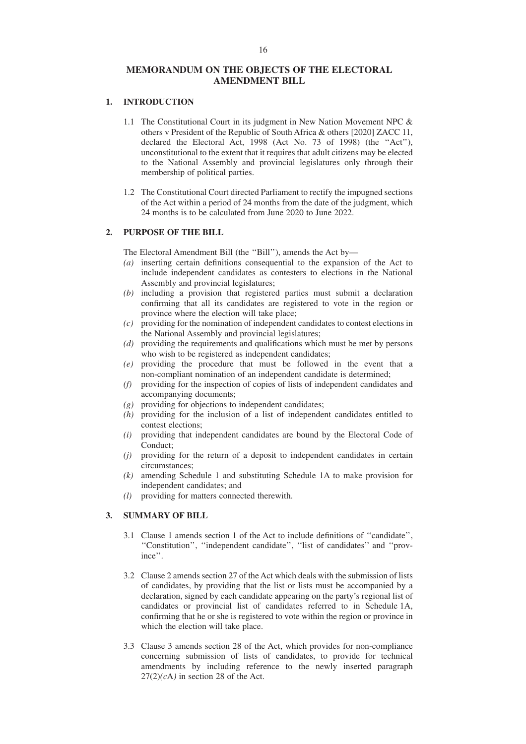# MEMORANDUM ON THE OBJECTS OF THE ELECTORAL AMENDMENT BILL

## 1. INTRODUCTION

1.1 The Constitutional Court in its judgment in New Nation Movement NPC & others v President of the Republic of South Africa & others [2020] ZACC 11, declared the Electoral Act, 1998 (Act No. 73 of 1998) (the ''Act''), unconstitutional to the extent that it requires that adult citizens may be elected to the National Assembly and provincial legislatures only through their membership of political parties.

1.2 The Constitutional Court directed Parliament to rectify the impugned sections of the Act within a period of 24 months from the date of the judgment, which 24 months is to be calculated from June 2020 to June 2022.

## 2. PURPOSE OF THE BILL

The Electoral Amendment Bill (the ''Bill''), amends the Act by—

*(a)* inserting certain definitions consequential to the expansion of the Act to include independent candidates as contesters to elections in the National Assembly and provincial legislatures;

*(b)* including a provision that registered parties must submit a declaration confirming that all its candidates are registered to vote in the region or province where the election will take place;

*(c)* providing for the nomination of independent candidates to contest elections in the National Assembly and provincial legislatures;

*(d)* providing the requirements and qualifications which must be met by persons who wish to be registered as independent candidates;

*(e)* providing the procedure that must be followed in the event that a non-compliant nomination of an independent candidate is determined;

*(f)* providing for the inspection of copies of lists of independent candidates and accompanying documents;

*(g)* providing for objections to independent candidates;

*(h)* providing for the inclusion of a list of independent candidates entitled to contest elections;

*(i)* providing that independent candidates are bound by the Electoral Code of Conduct;

*(j)* providing for the return of a deposit to independent candidates in certain circumstances;

*(k)* amending Schedule 1 and substituting Schedule 1A to make provision for independent candidates; and

*(l)* providing for matters connected therewith.

## 3. SUMMARY OF BILL

3.1 Clause 1 amends section 1 of the Act to include definitions of ''candidate'', ''Constitution'', ''independent candidate'', ''list of candidates'' and ''province''.

3.2 Clause 2 amends section 27 of the Act which deals with the submission of lists of candidates, by providing that the list or lists must be accompanied by a declaration, signed by each candidate appearing on the party's regional list of candidates or provincial list of candidates referred to in Schedule 1A, confirming that he or she is registered to vote within the region or province in which the election will take place.

3.3 Clause 3 amends section 28 of the Act, which provides for non-compliance concerning submission of lists of candidates, to provide for technical amendments by including reference to the newly inserted paragraph 27(2)*(c*A*)* in section 28 of the Act.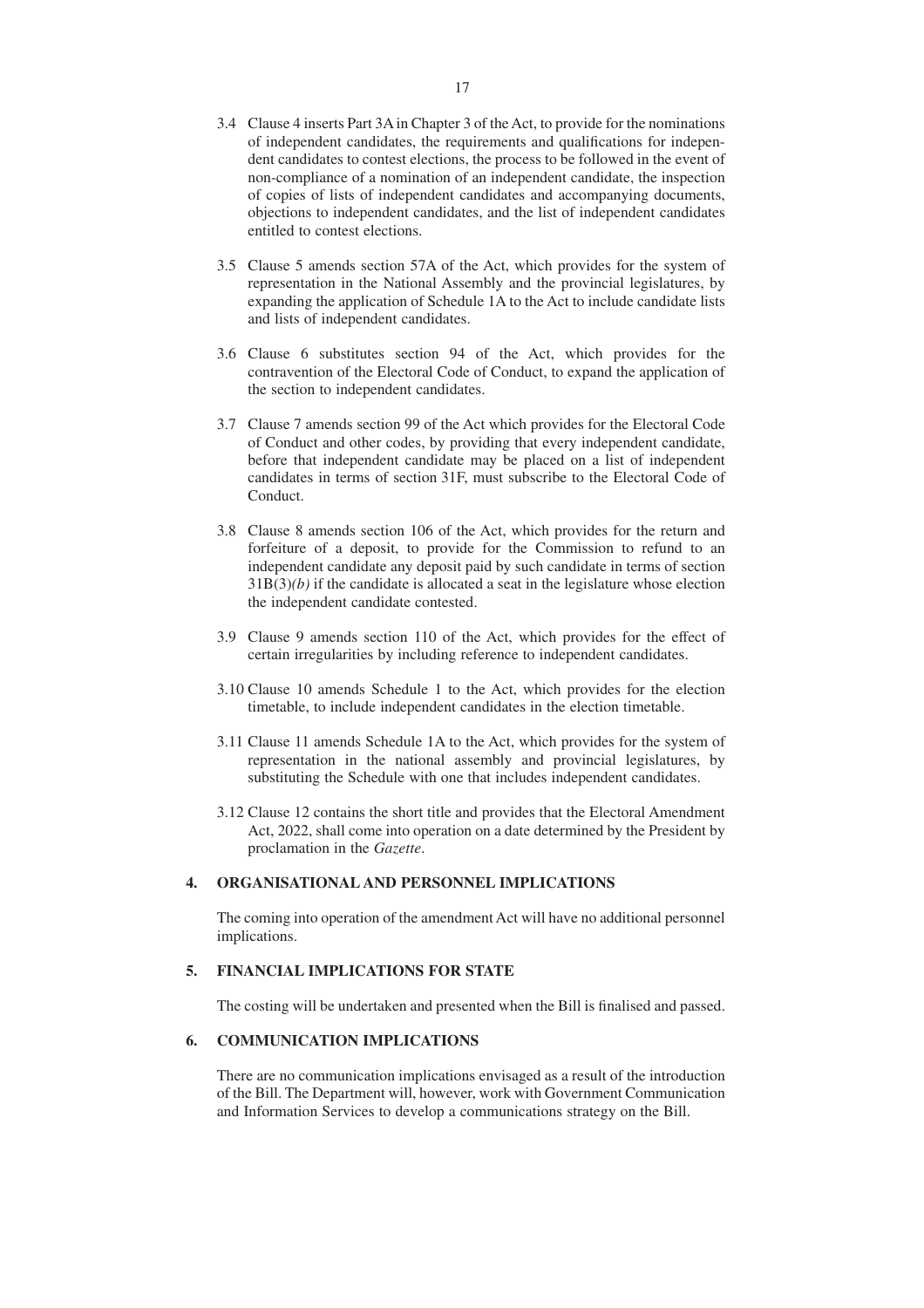3.4 Clause 4 inserts Part 3A in Chapter 3 of the Act, to provide for the nominations of independent candidates, the requirements and qualifications for independent candidates to contest elections, the process to be followed in the event of non-compliance of a nomination of an independent candidate, the inspection of copies of lists of independent candidates and accompanying documents, objections to independent candidates, and the list of independent candidates entitled to contest elections.

3.5 Clause 5 amends section 57A of the Act, which provides for the system of representation in the National Assembly and the provincial legislatures, by expanding the application of Schedule 1A to the Act to include candidate lists and lists of independent candidates.

3.6 Clause 6 substitutes section 94 of the Act, which provides for the contravention of the Electoral Code of Conduct, to expand the application of the section to independent candidates.

3.7 Clause 7 amends section 99 of the Act which provides for the Electoral Code of Conduct and other codes, by providing that every independent candidate, before that independent candidate may be placed on a list of independent candidates in terms of section 31F, must subscribe to the Electoral Code of Conduct.

3.8 Clause 8 amends section 106 of the Act, which provides for the return and forfeiture of a deposit, to provide for the Commission to refund to an independent candidate any deposit paid by such candidate in terms of section 31B(3)*(b)* if the candidate is allocated a seat in the legislature whose election the independent candidate contested.

3.9 Clause 9 amends section 110 of the Act, which provides for the effect of certain irregularities by including reference to independent candidates.

3.10 Clause 10 amends Schedule 1 to the Act, which provides for the election timetable, to include independent candidates in the election timetable.

3.11 Clause 11 amends Schedule 1A to the Act, which provides for the system of representation in the national assembly and provincial legislatures, by substituting the Schedule with one that includes independent candidates.

3.12 Clause 12 contains the short title and provides that the Electoral Amendment Act, 2022, shall come into operation on a date determined by the President by proclamation in the *Gazette*.

## 4. ORGANISATIONAL AND PERSONNEL IMPLICATIONS

The coming into operation of the amendment Act will have no additional personnel implications.

## 5. FINANCIAL IMPLICATIONS FOR STATE

The costing will be undertaken and presented when the Bill is finalised and passed.

## 6. COMMUNICATION IMPLICATIONS

There are no communication implications envisaged as a result of the introduction of the Bill. The Department will, however, work with Government Communication and Information Services to develop a communications strategy on the Bill.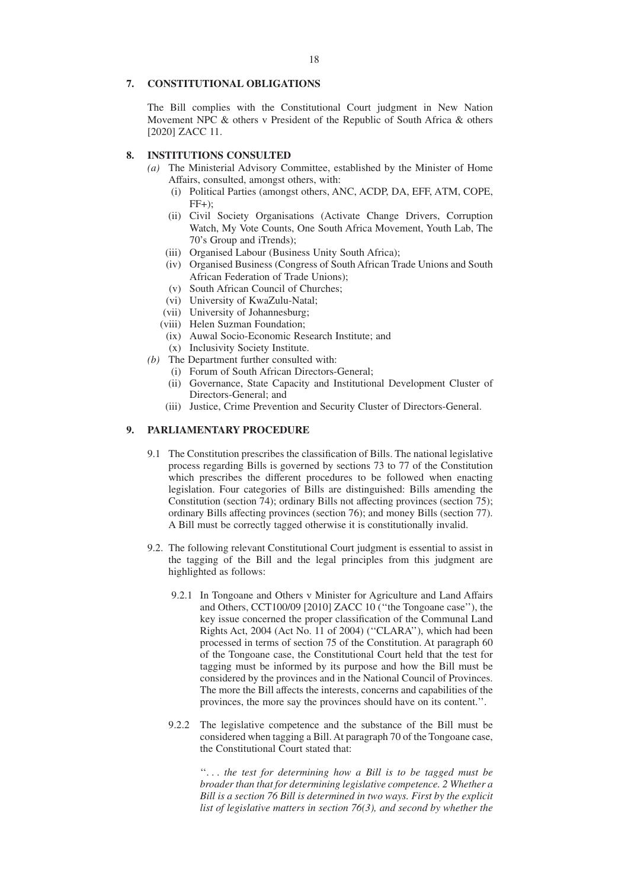## 7. CONSTITUTIONAL OBLIGATIONS

The Bill complies with the Constitutional Court judgment in New Nation Movement NPC & others v President of the Republic of South Africa & others [2020] ZACC 11.

## 8. INSTITUTIONS CONSULTED

*(a)* The Ministerial Advisory Committee, established by the Minister of Home Affairs, consulted, amongst others, with:
   - (i) Political Parties (amongst others, ANC, ACDP, DA, EFF, ATM, COPE, FF+);
   - (ii) Civil Society Organisations (Activate Change Drivers, Corruption Watch, My Vote Counts, One South Africa Movement, Youth Lab, The 70's Group and iTrends);
   - (iii) Organised Labour (Business Unity South Africa);
   - (iv) Organised Business (Congress of South African Trade Unions and South African Federation of Trade Unions);
   - (v) South African Council of Churches;
   - (vi) University of KwaZulu-Natal;
   - (vii) University of Johannesburg;
   - (viii) Helen Suzman Foundation;
   - (ix) Auwal Socio-Economic Research Institute; and
   - (x) Inclusivity Society Institute.

*(b)* The Department further consulted with:
   - (i) Forum of South African Directors-General;
   - (ii) Governance, State Capacity and Institutional Development Cluster of Directors-General; and
   - (iii) Justice, Crime Prevention and Security Cluster of Directors-General.

## 9. PARLIAMENTARY PROCEDURE

9.1 The Constitution prescribes the classification of Bills. The national legislative process regarding Bills is governed by sections 73 to 77 of the Constitution which prescribes the different procedures to be followed when enacting legislation. Four categories of Bills are distinguished: Bills amending the Constitution (section 74); ordinary Bills not affecting provinces (section 75); ordinary Bills affecting provinces (section 76); and money Bills (section 77). A Bill must be correctly tagged otherwise it is constitutionally invalid.

9.2. The following relevant Constitutional Court judgment is essential to assist in the tagging of the Bill and the legal principles from this judgment are highlighted as follows:

9.2.1 In Tongoane and Others v Minister for Agriculture and Land Affairs and Others, CCT100/09 [2010] ZACC 10 (''the Tongoane case''), the key issue concerned the proper classification of the Communal Land Rights Act, 2004 (Act No. 11 of 2004) (''CLARA''), which had been processed in terms of section 75 of the Constitution. At paragraph 60 of the Tongoane case, the Constitutional Court held that the test for tagging must be informed by its purpose and how the Bill must be considered by the provinces and in the National Council of Provinces. The more the Bill affects the interests, concerns and capabilities of the provinces, the more say the provinces should have on its content.''.

9.2.2 The legislative competence and the substance of the Bill must be considered when tagging a Bill. At paragraph 70 of the Tongoane case, the Constitutional Court stated that:

''. . . *the test for determining how a Bill is to be tagged must be broader than that for determining legislative competence. 2 Whether a Bill is a section 76 Bill is determined in two ways. First by the explicit list of legislative matters in section 76(3), and second by whether the*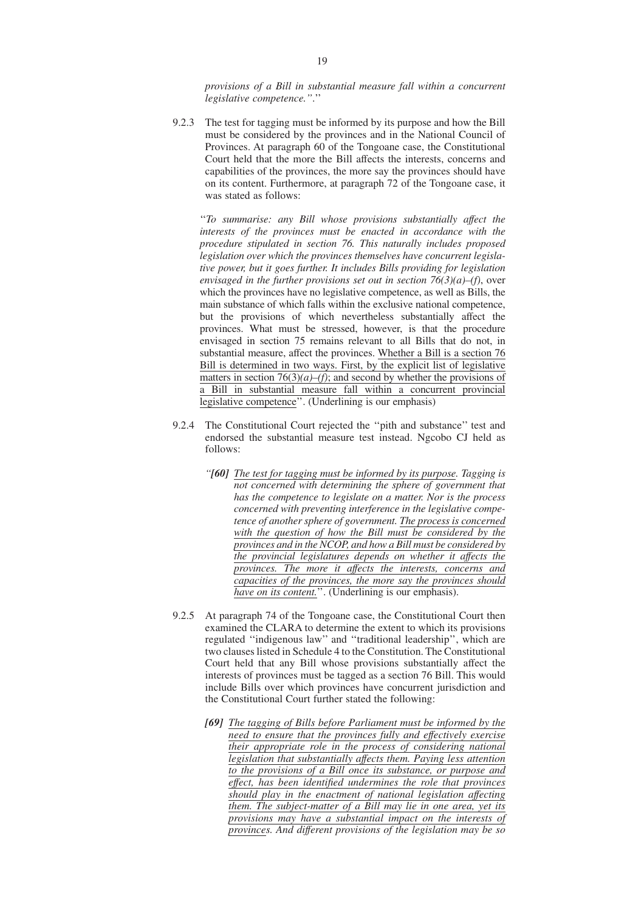*provisions of a Bill in substantial measure fall within a concurrent legislative competence.".*"

9.2.3 The test for tagging must be informed by its purpose and how the Bill must be considered by the provinces and in the National Council of Provinces. At paragraph 60 of the Tongoane case, the Constitutional Court held that the more the Bill affects the interests, concerns and capabilities of the provinces, the more say the provinces should have on its content. Furthermore, at paragraph 72 of the Tongoane case, it was stated as follows:

"*To summarise: any Bill whose provisions substantially affect the interests of the provinces must be enacted in accordance with the procedure stipulated in section 76. This naturally includes proposed legislation over which the provinces themselves have concurrent legislative power, but it goes further. It includes Bills providing for legislation envisaged in the further provisions set out in section 76(3)(a)–(f)*, over which the provinces have no legislative competence, as well as Bills, the main substance of which falls within the exclusive national competence, but the provisions of which nevertheless substantially affect the provinces. What must be stressed, however, is that the procedure envisaged in section 75 remains relevant to all Bills that do not, in substantial measure, affect the provinces. <u>Whether a Bill is a section 76 Bill is determined in two ways. First, by the explicit list of legislative matters in section 76(3)*(a)–(f)*; and second by whether the provisions of a Bill in substantial measure fall within a concurrent provincial legislative competence</u>". (Underlining is our emphasis)

9.2.4 The Constitutional Court rejected the "pith and substance" test and endorsed the substantial measure test instead. Ngcobo CJ held as follows:

*"**[60]** <u>The test for tagging must be informed by its purpose</u>. Tagging is not concerned with determining the sphere of government that has the competence to legislate on a matter. Nor is the process concerned with preventing interference in the legislative competence of another sphere of government. <u>The process is concerned with the question of how the Bill must be considered by the provinces and in the NCOP, and how a Bill must be considered by the provincial legislatures depends on whether it affects the provinces. The more it affects the interests, concerns and capacities of the provinces, the more say the provinces should have on its content.</u>*". (Underlining is our emphasis).

9.2.5 At paragraph 74 of the Tongoane case, the Constitutional Court then examined the CLARA to determine the extent to which its provisions regulated "indigenous law" and "traditional leadership", which are two clauses listed in Schedule 4 to the Constitution. The Constitutional Court held that any Bill whose provisions substantially affect the interests of provinces must be tagged as a section 76 Bill. This would include Bills over which provinces have concurrent jurisdiction and the Constitutional Court further stated the following:

***[69]*** *<u>The tagging of Bills before Parliament must be informed by the need to ensure that the provinces fully and effectively exercise their appropriate role in the process of considering national legislation that substantially affects them. Paying less attention to the provisions of a Bill once its substance, or purpose and effect, has been identified undermines the role that provinces should play in the enactment of national legislation affecting them. The subject-matter of a Bill may lie in one area, yet its provisions may have a substantial impact on the interests of provinces</u>. And different provisions of the legislation may be so*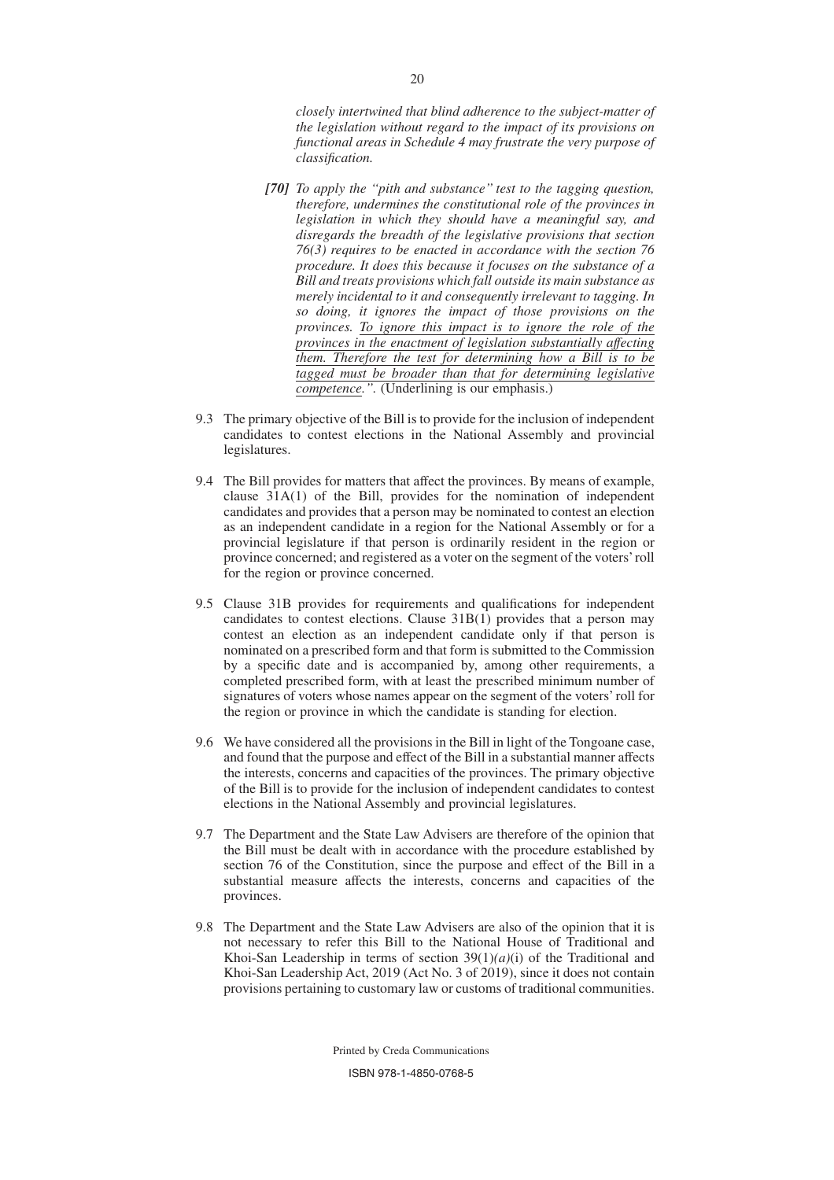*closely intertwined that blind adherence to the subject-matter of the legislation without regard to the impact of its provisions on functional areas in Schedule 4 may frustrate the very purpose of classification.*

***[70]*** *To apply the "pith and substance" test to the tagging question, therefore, undermines the constitutional role of the provinces in legislation in which they should have a meaningful say, and disregards the breadth of the legislative provisions that section 76(3) requires to be enacted in accordance with the section 76 procedure. It does this because it focuses on the substance of a Bill and treats provisions which fall outside its main substance as merely incidental to it and consequently irrelevant to tagging. In so doing, it ignores the impact of those provisions on the provinces. <u>To ignore this impact is to ignore the role of the provinces in the enactment of legislation substantially affecting them. Therefore the test for determining how a Bill is to be tagged must be broader than that for determining legislative competence.</u>".* (Underlining is our emphasis.)

9.3 The primary objective of the Bill is to provide for the inclusion of independent candidates to contest elections in the National Assembly and provincial legislatures.

9.4 The Bill provides for matters that affect the provinces. By means of example, clause 31A(1) of the Bill, provides for the nomination of independent candidates and provides that a person may be nominated to contest an election as an independent candidate in a region for the National Assembly or for a provincial legislature if that person is ordinarily resident in the region or province concerned; and registered as a voter on the segment of the voters' roll for the region or province concerned.

9.5 Clause 31B provides for requirements and qualifications for independent candidates to contest elections. Clause 31B(1) provides that a person may contest an election as an independent candidate only if that person is nominated on a prescribed form and that form is submitted to the Commission by a specific date and is accompanied by, among other requirements, a completed prescribed form, with at least the prescribed minimum number of signatures of voters whose names appear on the segment of the voters' roll for the region or province in which the candidate is standing for election.

9.6 We have considered all the provisions in the Bill in light of the Tongoane case, and found that the purpose and effect of the Bill in a substantial manner affects the interests, concerns and capacities of the provinces. The primary objective of the Bill is to provide for the inclusion of independent candidates to contest elections in the National Assembly and provincial legislatures.

9.7 The Department and the State Law Advisers are therefore of the opinion that the Bill must be dealt with in accordance with the procedure established by section 76 of the Constitution, since the purpose and effect of the Bill in a substantial measure affects the interests, concerns and capacities of the provinces.

9.8 The Department and the State Law Advisers are also of the opinion that it is not necessary to refer this Bill to the National House of Traditional and Khoi-San Leadership in terms of section 39(1)*(a)*(i) of the Traditional and Khoi-San Leadership Act, 2019 (Act No. 3 of 2019), since it does not contain provisions pertaining to customary law or customs of traditional communities.

Printed by Creda Communications

ISBN 978-1-4850-0768-5